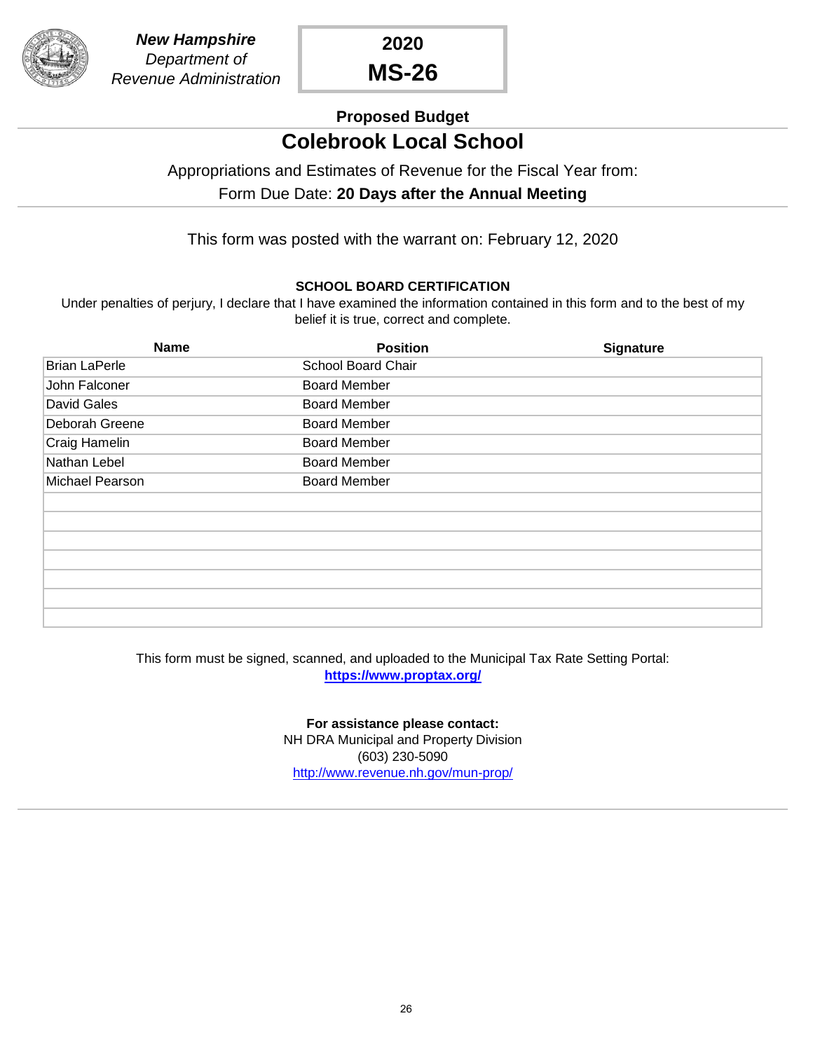***New Hampshire***
*Department of*
*Revenue Administration*

# 2020
# MS-26

### Proposed Budget

## Colebrook Local School

Appropriations and Estimates of Revenue for the Fiscal Year from:

Form Due Date: **20 Days after the Annual Meeting**

This form was posted with the warrant on: February 12, 2020

**SCHOOL BOARD CERTIFICATION**

Under penalties of perjury, I declare that I have examined the information contained in this form and to the best of my belief it is true, correct and complete.

| Name | Position | Signature |
|---|---|---|
| Brian LaPerle | School Board Chair | |
| John Falconer | Board Member | |
| David Gales | Board Member | |
| Deborah Greene | Board Member | |
| Craig Hamelin | Board Member | |
| Nathan Lebel | Board Member | |
| Michael Pearson | Board Member | |
| | | |
| | | |
| | | |
| | | |
| | | |
| | | |
| | | |

This form must be signed, scanned, and uploaded to the Municipal Tax Rate Setting Portal:
**https://www.proptax.org/**

**For assistance please contact:**
NH DRA Municipal and Property Division
(603) 230-5090
http://www.revenue.nh.gov/mun-prop/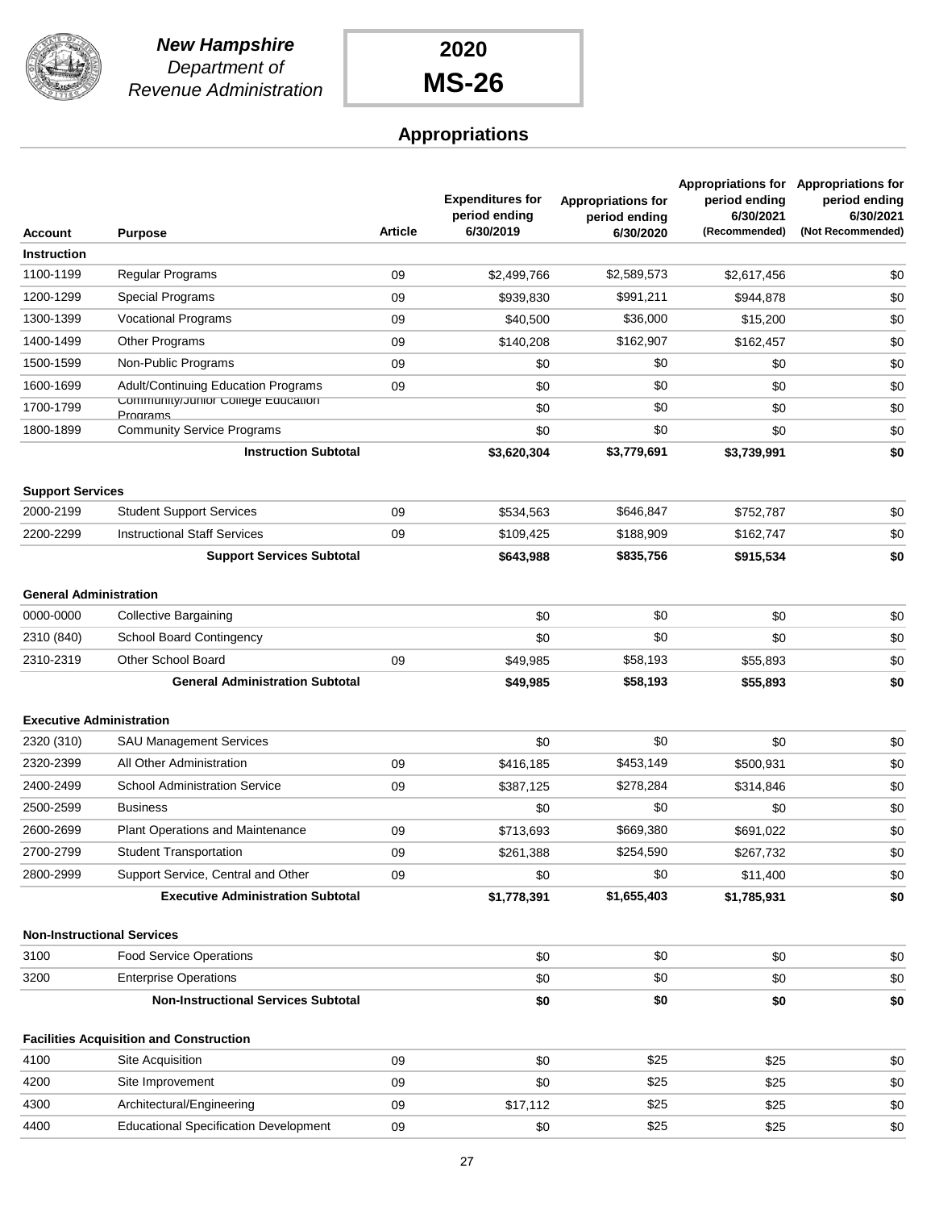**New Hampshire**
*Department of Revenue Administration*

**2020**
**MS-26**

## Appropriations

| Account | Purpose | Article | Expenditures for period ending 6/30/2019 | Appropriations for period ending 6/30/2020 | Appropriations for period ending 6/30/2021 (Recommended) | Appropriations for period ending 6/30/2021 (Not Recommended) |
|---|---|---|---|---|---|---|
| **Instruction** | | | | | | |
| 1100-1199 | Regular Programs | 09 | $2,499,766 | $2,589,573 | $2,617,456 | $0 |
| 1200-1299 | Special Programs | 09 | $939,830 | $991,211 | $944,878 | $0 |
| 1300-1399 | Vocational Programs | 09 | $40,500 | $36,000 | $15,200 | $0 |
| 1400-1499 | Other Programs | 09 | $140,208 | $162,907 | $162,457 | $0 |
| 1500-1599 | Non-Public Programs | 09 | $0 | $0 | $0 | $0 |
| 1600-1699 | Adult/Continuing Education Programs | 09 | $0 | $0 | $0 | $0 |
| 1700-1799 | Community/Junior College Education Programs | | $0 | $0 | $0 | $0 |
| 1800-1899 | Community Service Programs | | $0 | $0 | $0 | $0 |
| | **Instruction Subtotal** | | **$3,620,304** | **$3,779,691** | **$3,739,991** | **$0** |
| **Support Services** | | | | | | |
| 2000-2199 | Student Support Services | 09 | $534,563 | $646,847 | $752,787 | $0 |
| 2200-2299 | Instructional Staff Services | 09 | $109,425 | $188,909 | $162,747 | $0 |
| | **Support Services Subtotal** | | **$643,988** | **$835,756** | **$915,534** | **$0** |
| **General Administration** | | | | | | |
| 0000-0000 | Collective Bargaining | | $0 | $0 | $0 | $0 |
| 2310 (840) | School Board Contingency | | $0 | $0 | $0 | $0 |
| 2310-2319 | Other School Board | 09 | $49,985 | $58,193 | $55,893 | $0 |
| | **General Administration Subtotal** | | **$49,985** | **$58,193** | **$55,893** | **$0** |
| **Executive Administration** | | | | | | |
| 2320 (310) | SAU Management Services | | $0 | $0 | $0 | $0 |
| 2320-2399 | All Other Administration | 09 | $416,185 | $453,149 | $500,931 | $0 |
| 2400-2499 | School Administration Service | 09 | $387,125 | $278,284 | $314,846 | $0 |
| 2500-2599 | Business | | $0 | $0 | $0 | $0 |
| 2600-2699 | Plant Operations and Maintenance | 09 | $713,693 | $669,380 | $691,022 | $0 |
| 2700-2799 | Student Transportation | 09 | $261,388 | $254,590 | $267,732 | $0 |
| 2800-2999 | Support Service, Central and Other | 09 | $0 | $0 | $11,400 | $0 |
| | **Executive Administration Subtotal** | | **$1,778,391** | **$1,655,403** | **$1,785,931** | **$0** |
| **Non-Instructional Services** | | | | | | |
| 3100 | Food Service Operations | | $0 | $0 | $0 | $0 |
| 3200 | Enterprise Operations | | $0 | $0 | $0 | $0 |
| | **Non-Instructional Services Subtotal** | | **$0** | **$0** | **$0** | **$0** |
| **Facilities Acquisition and Construction** | | | | | | |
| 4100 | Site Acquisition | 09 | $0 | $25 | $25 | $0 |
| 4200 | Site Improvement | 09 | $0 | $25 | $25 | $0 |
| 4300 | Architectural/Engineering | 09 | $17,112 | $25 | $25 | $0 |
| 4400 | Educational Specification Development | 09 | $0 | $25 | $25 | $0 |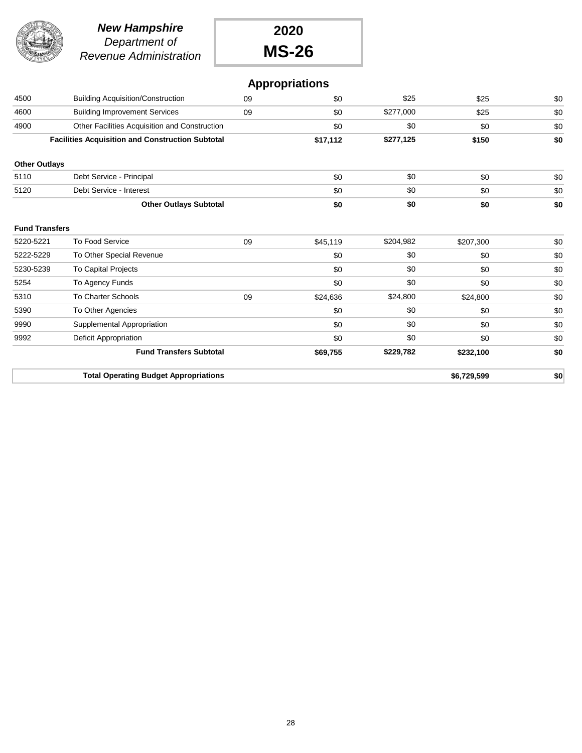**New Hampshire**
*Department of Revenue Administration*

**2020**
**MS-26**

## Appropriations

| | | | | | | |
|---|---|---|---|---|---|---|
| 4500 | Building Acquisition/Construction | 09 | $0 | $25 | $25 | $0 |
| 4600 | Building Improvement Services | 09 | $0 | $277,000 | $25 | $0 |
| 4900 | Other Facilities Acquisition and Construction | | $0 | $0 | $0 | $0 |
| | **Facilities Acquisition and Construction Subtotal** | | **$17,112** | **$277,125** | **$150** | **$0** |
| **Other Outlays** | | | | | | |
| 5110 | Debt Service - Principal | | $0 | $0 | $0 | $0 |
| 5120 | Debt Service - Interest | | $0 | $0 | $0 | $0 |
| | **Other Outlays Subtotal** | | **$0** | **$0** | **$0** | **$0** |
| **Fund Transfers** | | | | | | |
| 5220-5221 | To Food Service | 09 | $45,119 | $204,982 | $207,300 | $0 |
| 5222-5229 | To Other Special Revenue | | $0 | $0 | $0 | $0 |
| 5230-5239 | To Capital Projects | | $0 | $0 | $0 | $0 |
| 5254 | To Agency Funds | | $0 | $0 | $0 | $0 |
| 5310 | To Charter Schools | 09 | $24,636 | $24,800 | $24,800 | $0 |
| 5390 | To Other Agencies | | $0 | $0 | $0 | $0 |
| 9990 | Supplemental Appropriation | | $0 | $0 | $0 | $0 |
| 9992 | Deficit Appropriation | | $0 | $0 | $0 | $0 |
| | **Fund Transfers Subtotal** | | **$69,755** | **$229,782** | **$232,100** | **$0** |

| | | |
|---|---|---|
| **Total Operating Budget Appropriations** | **$6,729,599** | **$0** |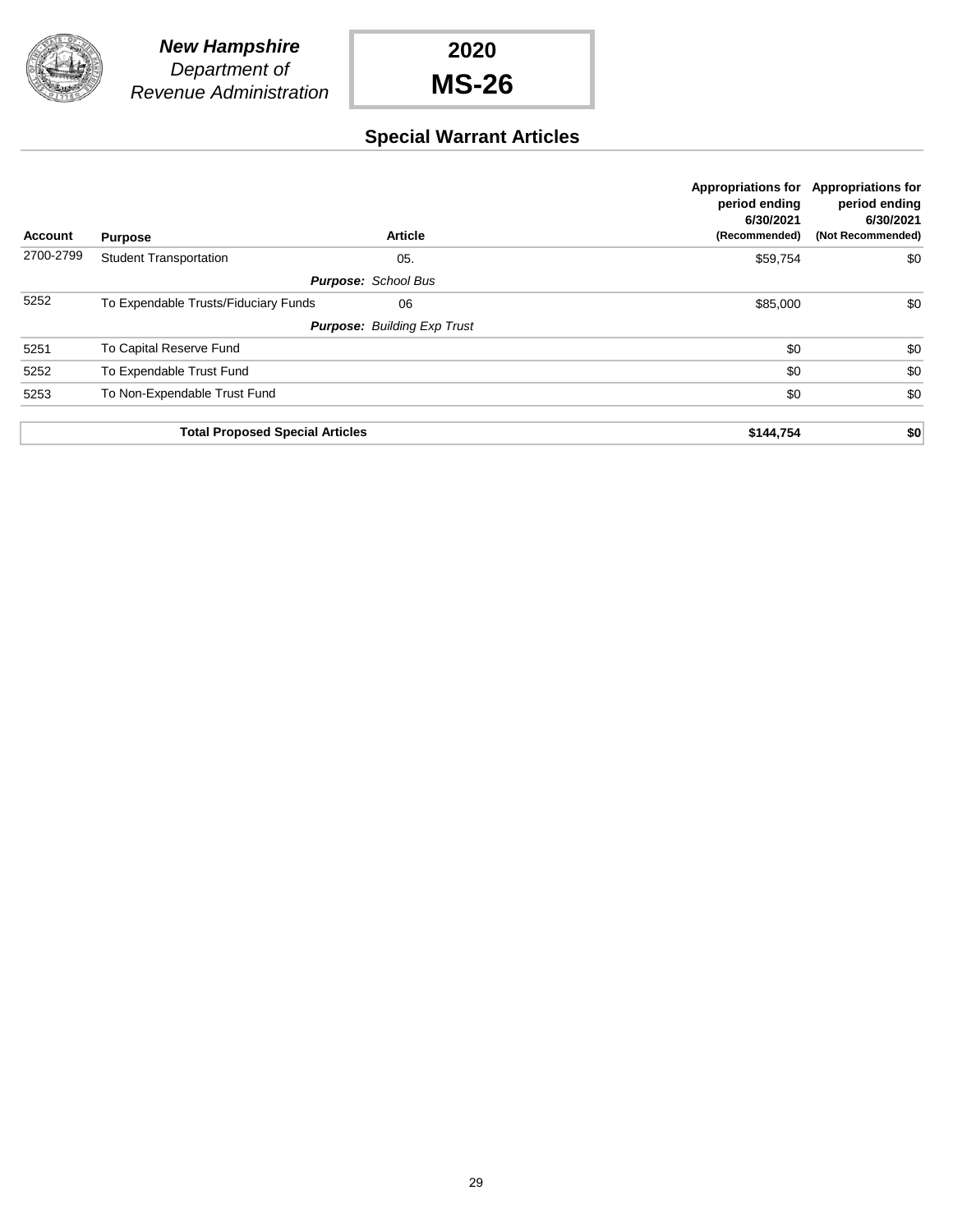**New Hampshire**
*Department of Revenue Administration*

# 2020
# MS-26

## Special Warrant Articles

| Account | Purpose | Article | Appropriations for period ending 6/30/2021 (Recommended) | Appropriations for period ending 6/30/2021 (Not Recommended) |
|---|---|---|---|---|
| 2700-2799 | Student Transportation | 05. | $59,754 | $0 |
| | | ***Purpose:*** *School Bus* | | |
| 5252 | To Expendable Trusts/Fiduciary Funds | 06 | $85,000 | $0 |
| | | ***Purpose:*** *Building Exp Trust* | | |
| 5251 | To Capital Reserve Fund | | $0 | $0 |
| 5252 | To Expendable Trust Fund | | $0 | $0 |
| 5253 | To Non-Expendable Trust Fund | | $0 | $0 |
| | **Total Proposed Special Articles** | | **$144,754** | **$0** |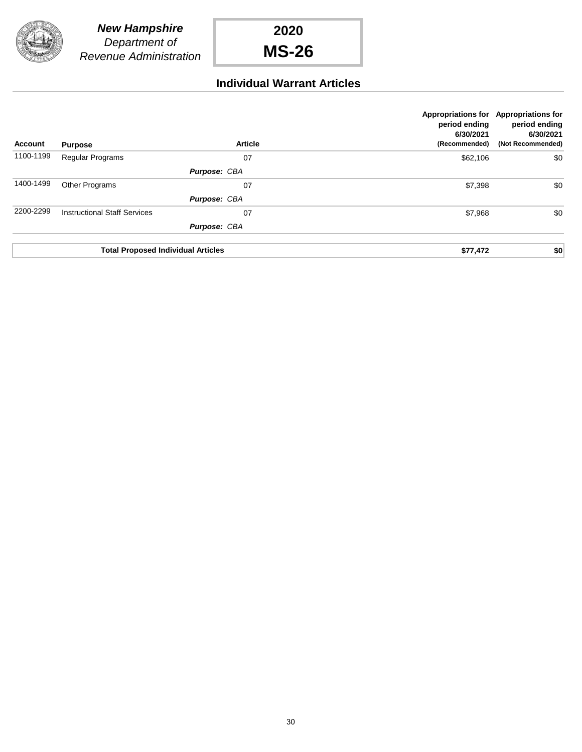**New Hampshire**
*Department of Revenue Administration*

**2020**
**MS-26**

## Individual Warrant Articles

| Account | Purpose | Article | Appropriations for period ending 6/30/2021 (Recommended) | Appropriations for period ending 6/30/2021 (Not Recommended) |
|---|---|---|---|---|
| 1100-1199 | Regular Programs | 07 | $62,106 | $0 |
| | | ***Purpose:*** *CBA* | | |
| 1400-1499 | Other Programs | 07 | $7,398 | $0 |
| | | ***Purpose:*** *CBA* | | |
| 2200-2299 | Instructional Staff Services | 07 | $7,968 | $0 |
| | | ***Purpose:*** *CBA* | | |
| | **Total Proposed Individual Articles** | | **$77,472** | **$0** |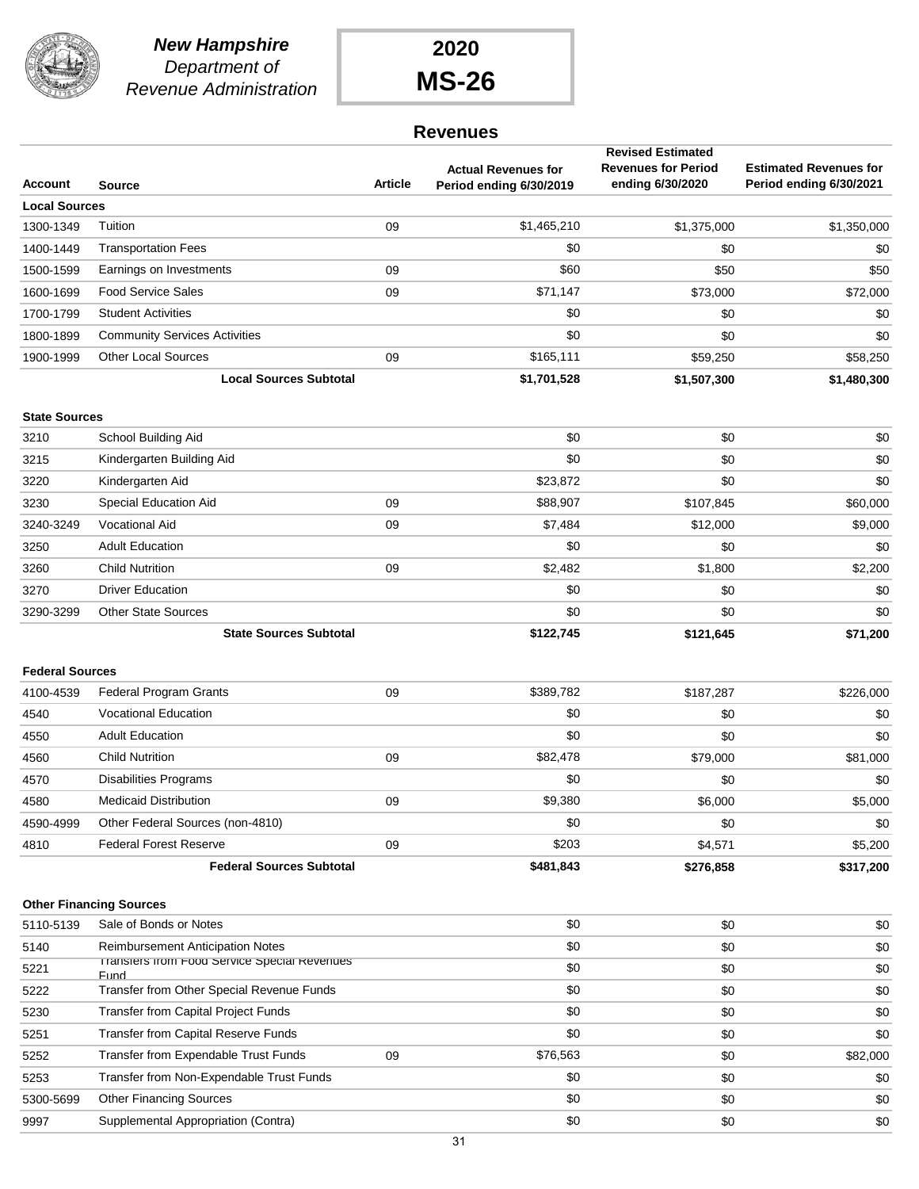**New Hampshire**
*Department of Revenue Administration*

# 2020 MS-26

## Revenues

| Account | Source | Article | Actual Revenues for Period ending 6/30/2019 | Revised Estimated Revenues for Period ending 6/30/2020 | Estimated Revenues for Period ending 6/30/2021 |
|---|---|---|---|---|---|
| **Local Sources** | | | | | |
| 1300-1349 | Tuition | 09 | $1,465,210 | $1,375,000 | $1,350,000 |
| 1400-1449 | Transportation Fees | | $0 | $0 | $0 |
| 1500-1599 | Earnings on Investments | 09 | $60 | $50 | $50 |
| 1600-1699 | Food Service Sales | 09 | $71,147 | $73,000 | $72,000 |
| 1700-1799 | Student Activities | | $0 | $0 | $0 |
| 1800-1899 | Community Services Activities | | $0 | $0 | $0 |
| 1900-1999 | Other Local Sources | 09 | $165,111 | $59,250 | $58,250 |
| | **Local Sources Subtotal** | | **$1,701,528** | **$1,507,300** | **$1,480,300** |
| **State Sources** | | | | | |
| 3210 | School Building Aid | | $0 | $0 | $0 |
| 3215 | Kindergarten Building Aid | | $0 | $0 | $0 |
| 3220 | Kindergarten Aid | | $23,872 | $0 | $0 |
| 3230 | Special Education Aid | 09 | $88,907 | $107,845 | $60,000 |
| 3240-3249 | Vocational Aid | 09 | $7,484 | $12,000 | $9,000 |
| 3250 | Adult Education | | $0 | $0 | $0 |
| 3260 | Child Nutrition | 09 | $2,482 | $1,800 | $2,200 |
| 3270 | Driver Education | | $0 | $0 | $0 |
| 3290-3299 | Other State Sources | | $0 | $0 | $0 |
| | **State Sources Subtotal** | | **$122,745** | **$121,645** | **$71,200** |
| **Federal Sources** | | | | | |
| 4100-4539 | Federal Program Grants | 09 | $389,782 | $187,287 | $226,000 |
| 4540 | Vocational Education | | $0 | $0 | $0 |
| 4550 | Adult Education | | $0 | $0 | $0 |
| 4560 | Child Nutrition | 09 | $82,478 | $79,000 | $81,000 |
| 4570 | Disabilities Programs | | $0 | $0 | $0 |
| 4580 | Medicaid Distribution | 09 | $9,380 | $6,000 | $5,000 |
| 4590-4999 | Other Federal Sources (non-4810) | | $0 | $0 | $0 |
| 4810 | Federal Forest Reserve | 09 | $203 | $4,571 | $5,200 |
| | **Federal Sources Subtotal** | | **$481,843** | **$276,858** | **$317,200** |
| **Other Financing Sources** | | | | | |
| 5110-5139 | Sale of Bonds or Notes | | $0 | $0 | $0 |
| 5140 | Reimbursement Anticipation Notes | | $0 | $0 | $0 |
| 5221 | Transfers from Food Service Special Revenues Fund | | $0 | $0 | $0 |
| 5222 | Transfer from Other Special Revenue Funds | | $0 | $0 | $0 |
| 5230 | Transfer from Capital Project Funds | | $0 | $0 | $0 |
| 5251 | Transfer from Capital Reserve Funds | | $0 | $0 | $0 |
| 5252 | Transfer from Expendable Trust Funds | 09 | $76,563 | $0 | $82,000 |
| 5253 | Transfer from Non-Expendable Trust Funds | | $0 | $0 | $0 |
| 5300-5699 | Other Financing Sources | | $0 | $0 | $0 |
| 9997 | Supplemental Appropriation (Contra) | | $0 | $0 | $0 |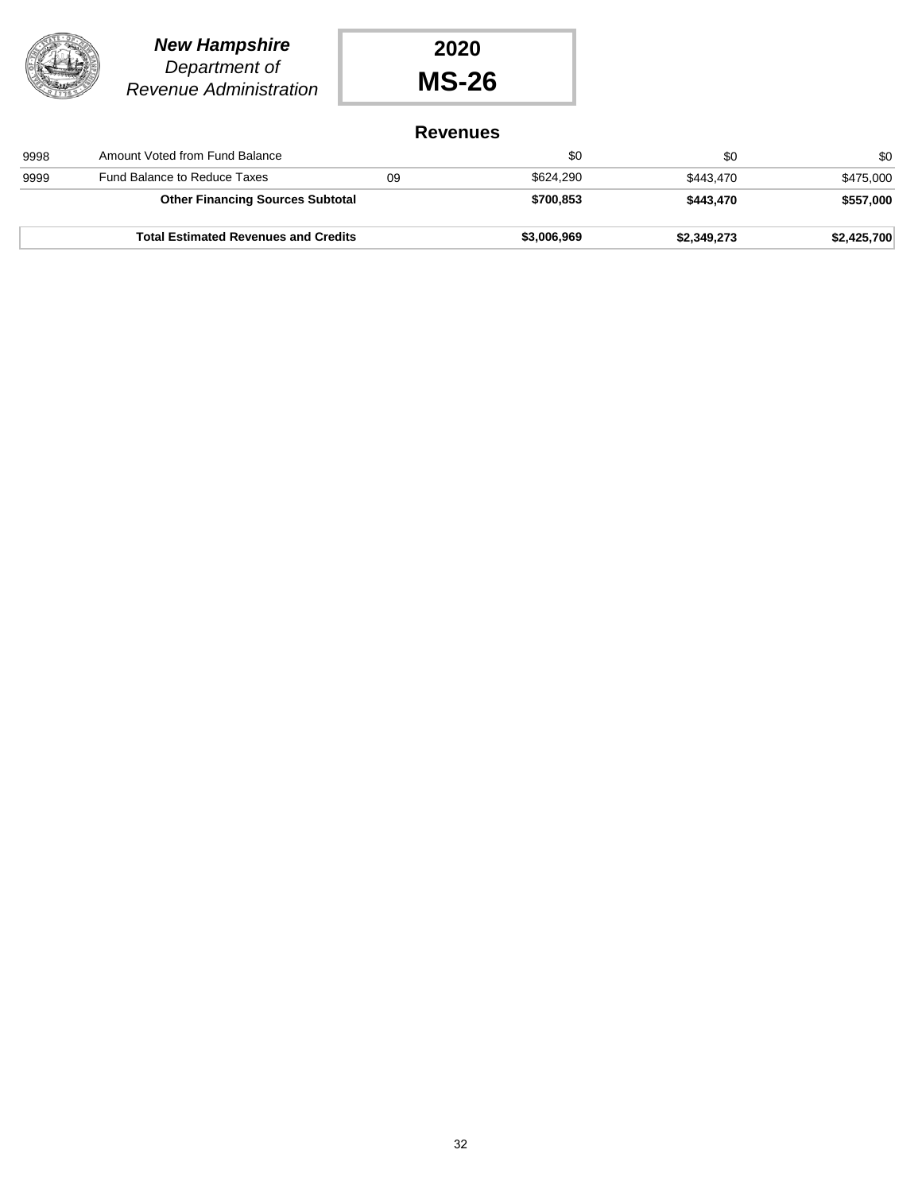**New Hampshire**
*Department of Revenue Administration*

**2020**
**MS-26**

## Revenues

| | | | | | |
|---|---|---|---|---|---|
| 9998 | Amount Voted from Fund Balance | | $0 | $0 | $0 |
| 9999 | Fund Balance to Reduce Taxes | 09 | $624,290 | $443,470 | $475,000 |
| | **Other Financing Sources Subtotal** | | **$700,853** | **$443,470** | **$557,000** |
| | **Total Estimated Revenues and Credits** | | **$3,006,969** | **$2,349,273** | **$2,425,700** |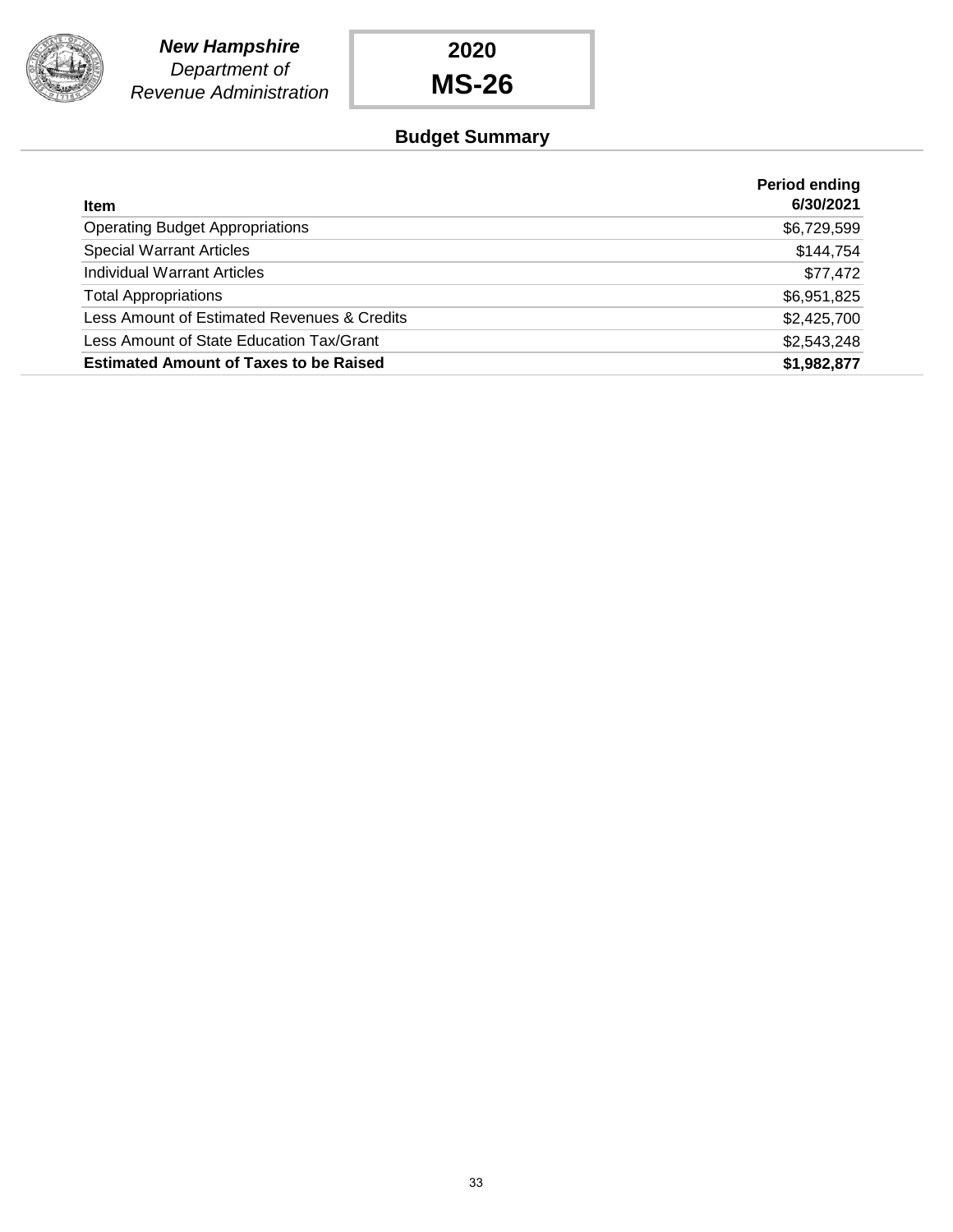***New Hampshire***
*Department of*
*Revenue Administration*

**2020**
**MS-26**

## Budget Summary

| Item | Period ending 6/30/2021 |
| --- | --- |
| Operating Budget Appropriations | $6,729,599 |
| Special Warrant Articles | $144,754 |
| Individual Warrant Articles | $77,472 |
| Total Appropriations | $6,951,825 |
| Less Amount of Estimated Revenues & Credits | $2,425,700 |
| Less Amount of State Education Tax/Grant | $2,543,248 |
| **Estimated Amount of Taxes to be Raised** | **$1,982,877** |